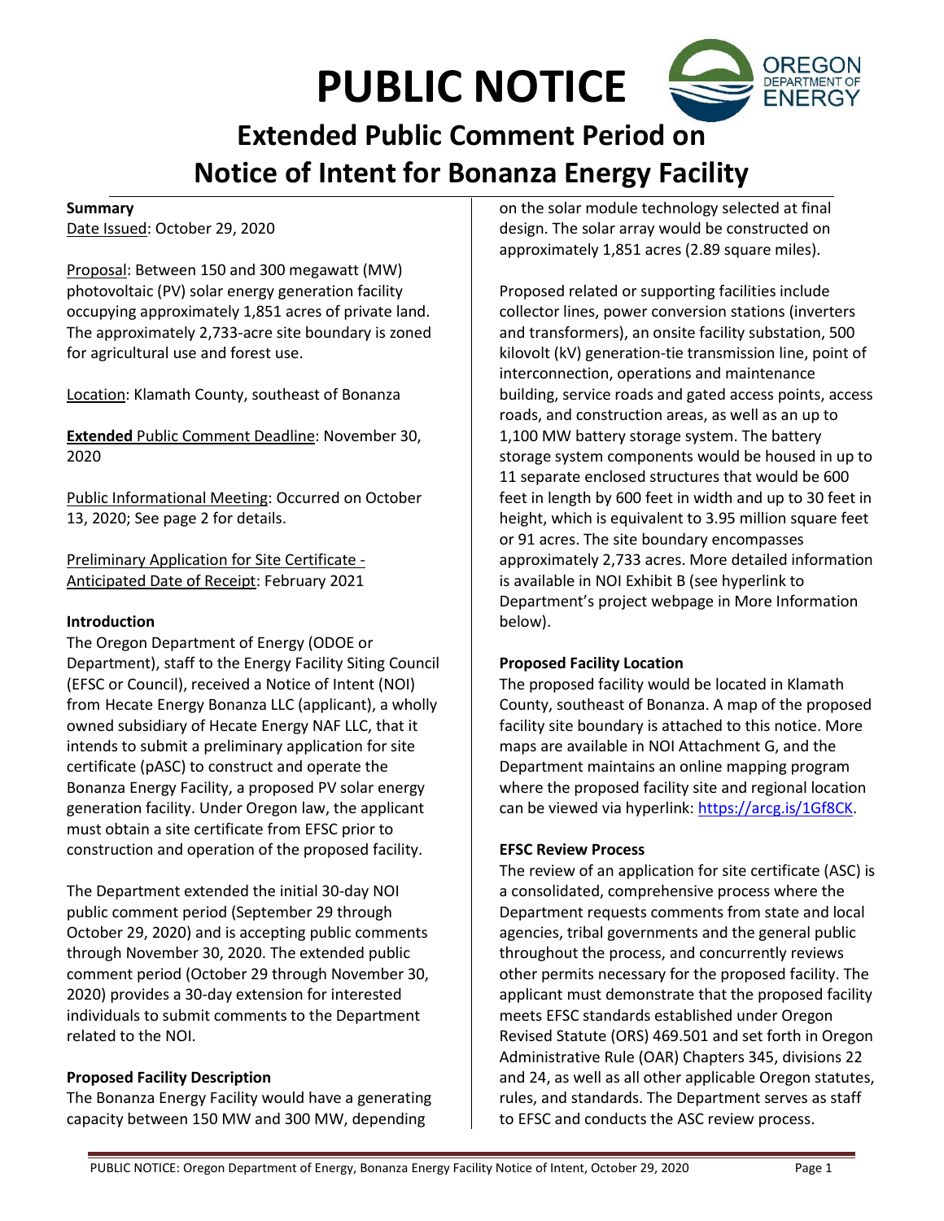# PUBLIC NOTICE

## Extended Public Comment Period on Notice of Intent for Bonanza Energy Facility

**Summary**

Date Issued: October 29, 2020

Proposal: Between 150 and 300 megawatt (MW) photovoltaic (PV) solar energy generation facility occupying approximately 1,851 acres of private land. The approximately 2,733-acre site boundary is zoned for agricultural use and forest use.

Location: Klamath County, southeast of Bonanza

**Extended** Public Comment Deadline: November 30, 2020

Public Informational Meeting: Occurred on October 13, 2020; See page 2 for details.

Preliminary Application for Site Certificate - Anticipated Date of Receipt: February 2021

**Introduction**

The Oregon Department of Energy (ODOE or Department), staff to the Energy Facility Siting Council (EFSC or Council), received a Notice of Intent (NOI) from Hecate Energy Bonanza LLC (applicant), a wholly owned subsidiary of Hecate Energy NAF LLC, that it intends to submit a preliminary application for site certificate (pASC) to construct and operate the Bonanza Energy Facility, a proposed PV solar energy generation facility. Under Oregon law, the applicant must obtain a site certificate from EFSC prior to construction and operation of the proposed facility.

The Department extended the initial 30-day NOI public comment period (September 29 through October 29, 2020) and is accepting public comments through November 30, 2020. The extended public comment period (October 29 through November 30, 2020) provides a 30-day extension for interested individuals to submit comments to the Department related to the NOI.

**Proposed Facility Description**

The Bonanza Energy Facility would have a generating capacity between 150 MW and 300 MW, depending on the solar module technology selected at final design. The solar array would be constructed on approximately 1,851 acres (2.89 square miles).

Proposed related or supporting facilities include collector lines, power conversion stations (inverters and transformers), an onsite facility substation, 500 kilovolt (kV) generation-tie transmission line, point of interconnection, operations and maintenance building, service roads and gated access points, access roads, and construction areas, as well as an up to 1,100 MW battery storage system. The battery storage system components would be housed in up to 11 separate enclosed structures that would be 600 feet in length by 600 feet in width and up to 30 feet in height, which is equivalent to 3.95 million square feet or 91 acres. The site boundary encompasses approximately 2,733 acres. More detailed information is available in NOI Exhibit B (see hyperlink to Department's project webpage in More Information below).

**Proposed Facility Location**

The proposed facility would be located in Klamath County, southeast of Bonanza. A map of the proposed facility site boundary is attached to this notice. More maps are available in NOI Attachment G, and the Department maintains an online mapping program where the proposed facility site and regional location can be viewed via hyperlink: https://arcg.is/1Gf8CK.

**EFSC Review Process**

The review of an application for site certificate (ASC) is a consolidated, comprehensive process where the Department requests comments from state and local agencies, tribal governments and the general public throughout the process, and concurrently reviews other permits necessary for the proposed facility. The applicant must demonstrate that the proposed facility meets EFSC standards established under Oregon Revised Statute (ORS) 469.501 and set forth in Oregon Administrative Rule (OAR) Chapters 345, divisions 22 and 24, as well as all other applicable Oregon statutes, rules, and standards. The Department serves as staff to EFSC and conducts the ASC review process.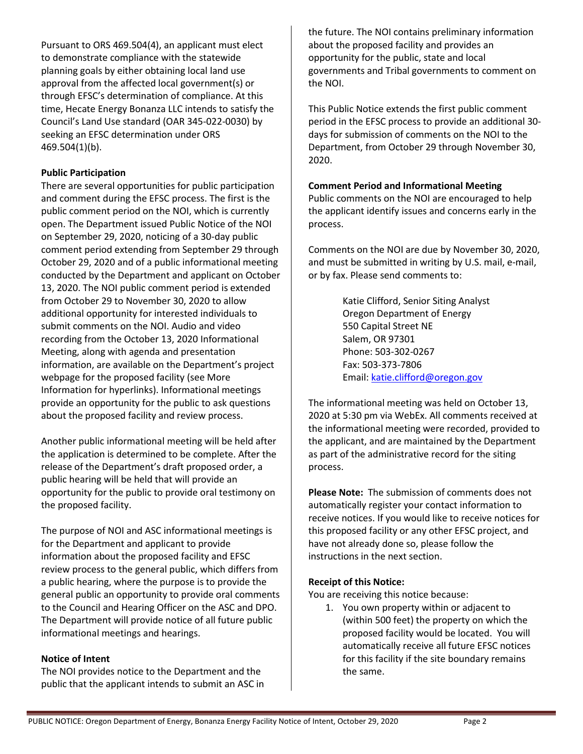Pursuant to ORS 469.504(4), an applicant must elect to demonstrate compliance with the statewide planning goals by either obtaining local land use approval from the affected local government(s) or through EFSC's determination of compliance. At this time, Hecate Energy Bonanza LLC intends to satisfy the Council's Land Use standard (OAR 345-022-0030) by seeking an EFSC determination under ORS 469.504(1)(b).

**Public Participation**

There are several opportunities for public participation and comment during the EFSC process. The first is the public comment period on the NOI, which is currently open. The Department issued Public Notice of the NOI on September 29, 2020, noticing of a 30-day public comment period extending from September 29 through October 29, 2020 and of a public informational meeting conducted by the Department and applicant on October 13, 2020. The NOI public comment period is extended from October 29 to November 30, 2020 to allow additional opportunity for interested individuals to submit comments on the NOI. Audio and video recording from the October 13, 2020 Informational Meeting, along with agenda and presentation information, are available on the Department's project webpage for the proposed facility (see More Information for hyperlinks). Informational meetings provide an opportunity for the public to ask questions about the proposed facility and review process.

Another public informational meeting will be held after the application is determined to be complete. After the release of the Department's draft proposed order, a public hearing will be held that will provide an opportunity for the public to provide oral testimony on the proposed facility.

The purpose of NOI and ASC informational meetings is for the Department and applicant to provide information about the proposed facility and EFSC review process to the general public, which differs from a public hearing, where the purpose is to provide the general public an opportunity to provide oral comments to the Council and Hearing Officer on the ASC and DPO. The Department will provide notice of all future public informational meetings and hearings.

**Notice of Intent**

The NOI provides notice to the Department and the public that the applicant intends to submit an ASC in the future. The NOI contains preliminary information about the proposed facility and provides an opportunity for the public, state and local governments and Tribal governments to comment on the NOI.

This Public Notice extends the first public comment period in the EFSC process to provide an additional 30-days for submission of comments on the NOI to the Department, from October 29 through November 30, 2020.

**Comment Period and Informational Meeting**

Public comments on the NOI are encouraged to help the applicant identify issues and concerns early in the process.

Comments on the NOI are due by November 30, 2020, and must be submitted in writing by U.S. mail, e-mail, or by fax. Please send comments to:

Katie Clifford, Senior Siting Analyst
Oregon Department of Energy
550 Capital Street NE
Salem, OR 97301
Phone: 503-302-0267
Fax: 503-373-7806
Email: katie.clifford@oregon.gov

The informational meeting was held on October 13, 2020 at 5:30 pm via WebEx. All comments received at the informational meeting were recorded, provided to the applicant, and are maintained by the Department as part of the administrative record for the siting process.

**Please Note:** The submission of comments does not automatically register your contact information to receive notices. If you would like to receive notices for this proposed facility or any other EFSC project, and have not already done so, please follow the instructions in the next section.

**Receipt of this Notice:**

You are receiving this notice because:

1. You own property within or adjacent to (within 500 feet) the property on which the proposed facility would be located. You will automatically receive all future EFSC notices for this facility if the site boundary remains the same.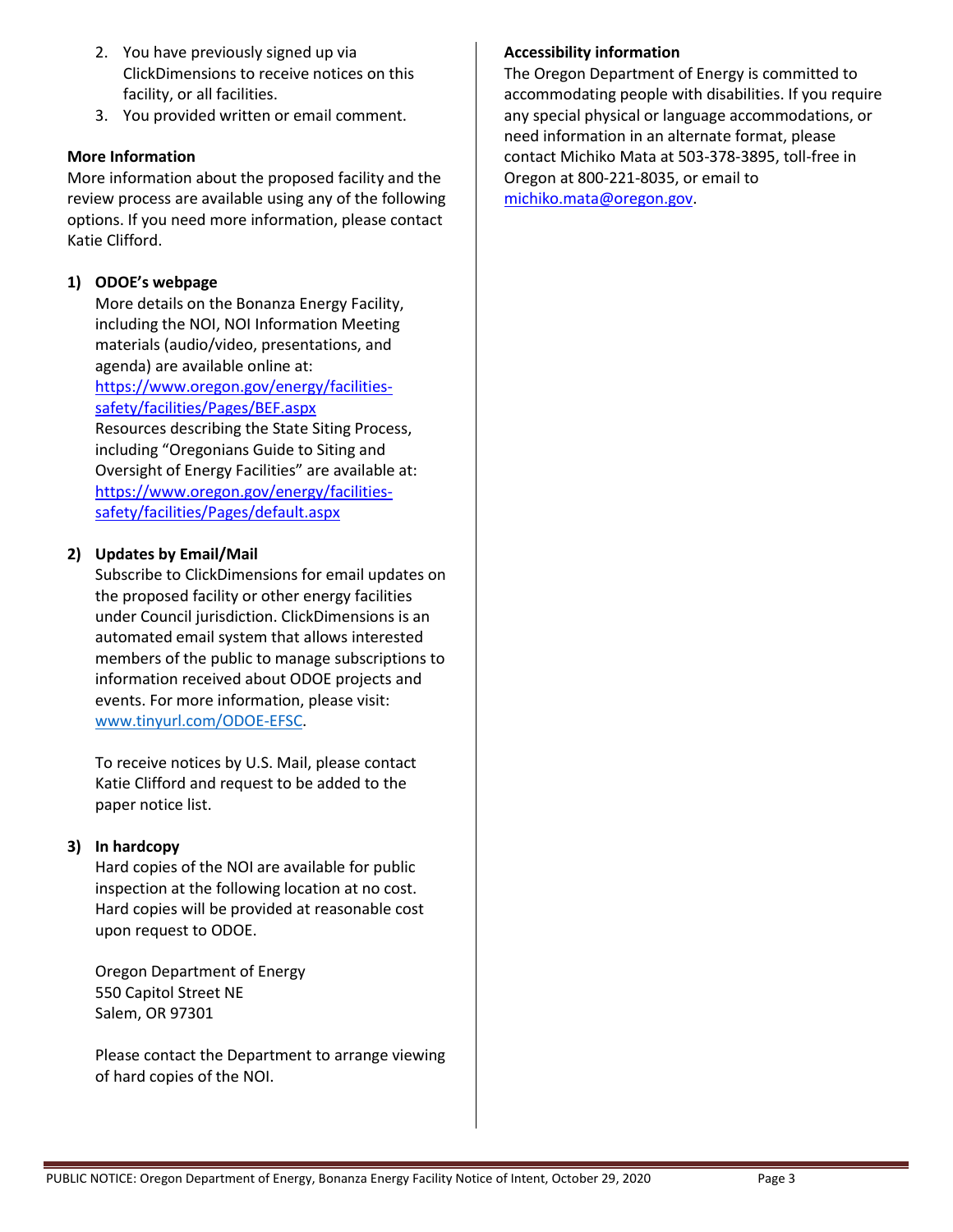2. You have previously signed up via ClickDimensions to receive notices on this facility, or all facilities.
3. You provided written or email comment.

**More Information**

More information about the proposed facility and the review process are available using any of the following options. If you need more information, please contact Katie Clifford.

**1) ODOE's webpage**

More details on the Bonanza Energy Facility, including the NOI, NOI Information Meeting materials (audio/video, presentations, and agenda) are available online at: https://www.oregon.gov/energy/facilities-safety/facilities/Pages/BEF.aspx

Resources describing the State Siting Process, including "Oregonians Guide to Siting and Oversight of Energy Facilities" are available at: https://www.oregon.gov/energy/facilities-safety/facilities/Pages/default.aspx

**2) Updates by Email/Mail**

Subscribe to ClickDimensions for email updates on the proposed facility or other energy facilities under Council jurisdiction. ClickDimensions is an automated email system that allows interested members of the public to manage subscriptions to information received about ODOE projects and events. For more information, please visit: www.tinyurl.com/ODOE-EFSC.

To receive notices by U.S. Mail, please contact Katie Clifford and request to be added to the paper notice list.

**3) In hardcopy**

Hard copies of the NOI are available for public inspection at the following location at no cost. Hard copies will be provided at reasonable cost upon request to ODOE.

Oregon Department of Energy
550 Capitol Street NE
Salem, OR 97301

Please contact the Department to arrange viewing of hard copies of the NOI.

**Accessibility information**

The Oregon Department of Energy is committed to accommodating people with disabilities. If you require any special physical or language accommodations, or need information in an alternate format, please contact Michiko Mata at 503-378-3895, toll-free in Oregon at 800-221-8035, or email to michiko.mata@oregon.gov.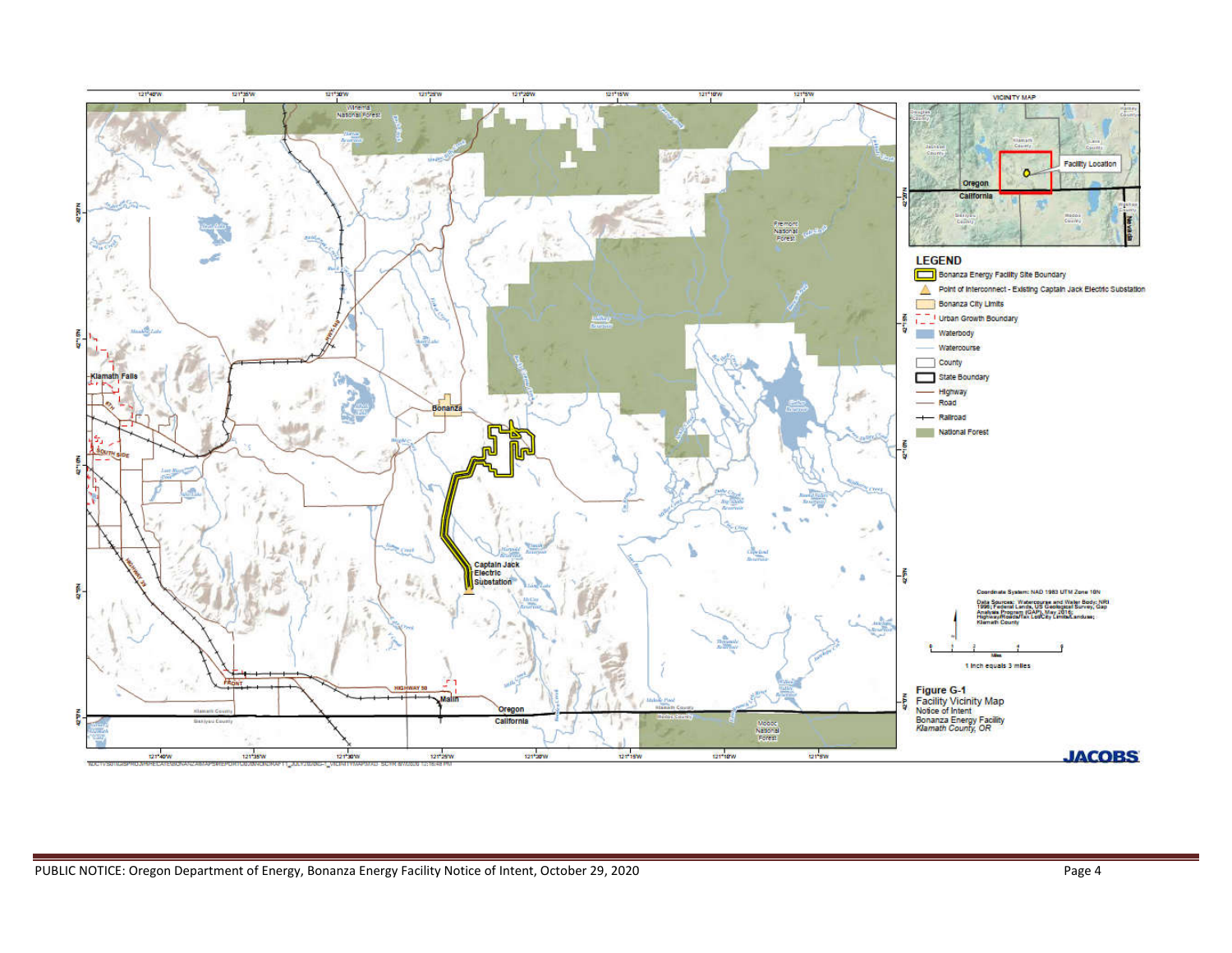VICINITY MAP

Facility Location

Oregon

California

**LEGEND**

Bonanza Energy Facility Site Boundary

Point of Interconnect - Existing Captain Jack Electric Substation

Bonanza City Limits

Urban Growth Boundary

Waterbody

Watercourse

County

State Boundary

Highway

Road

Railroad

National Forest

Coordinate System: NAD 1983 UTM Zone 10N

Data Sources: Watercourse and Water Body: NRI 1996; Federal Lands, US Geological Survey, Gap Analysis Program (GAP), May 2016; Highway/Roads/Tax Lot/City Limits/Landuse: Klamath County

1 inch equals 3 miles

Figure G-1
Facility Vicinity Map
Notice of Intent
Bonanza Energy Facility
*Klamath County, OR*

JACOBS

Winema National Forest

Fremont National Forest

Modoc National Forest

Klamath Falls

Bonanza

Captain Jack Electric Substation

Malin

Oregon

California

Klamath County

Siskiyou County

Modoc County

HIGHWAY 50

HIGHWAY 39

HWY 140

SOUTH SIDE

FRONT

121°40'W 121°35'W 121°30'W 121°25'W 121°20'W 121°15'W 121°10'W 121°5'W

42°20'N 42°15'N 42°10'N 42°5'N 42°0'N

PUBLIC NOTICE: Oregon Department of Energy, Bonanza Energy Facility Notice of Intent, October 29, 2020